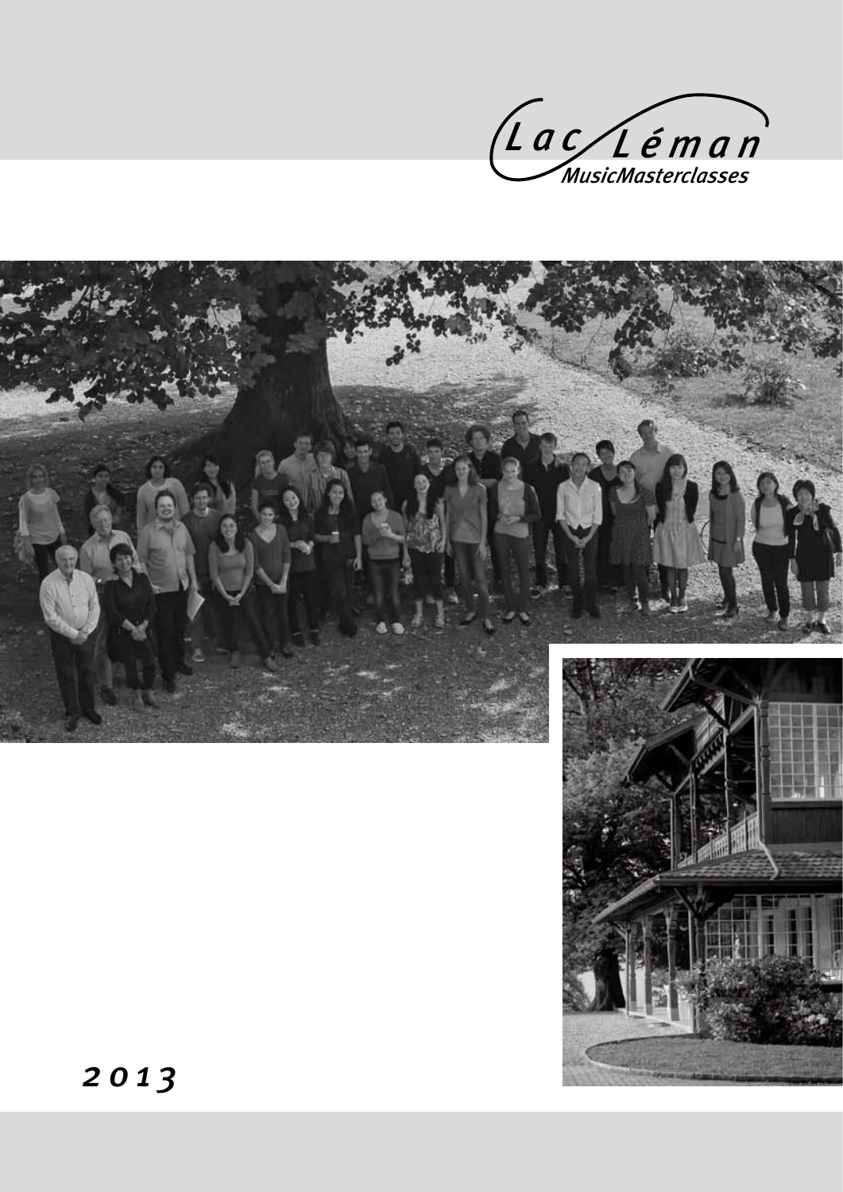# Lac Léman

## MusicMasterclasses

*2013*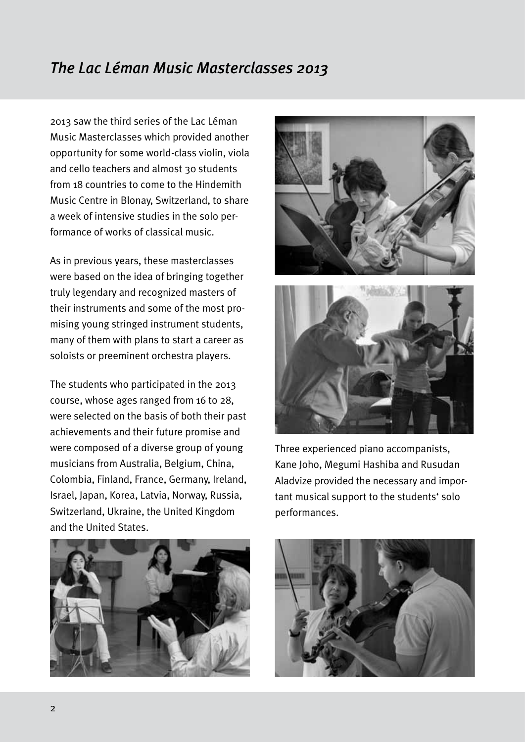# *The Lac Léman Music Masterclasses 2013*

2013 saw the third series of the Lac Léman Music Masterclasses which provided another opportunity for some world-class violin, viola and cello teachers and almost 30 students from 18 countries to come to the Hindemith Music Centre in Blonay, Switzerland, to share a week of intensive studies in the solo performance of works of classical music.

As in previous years, these masterclasses were based on the idea of bringing together truly legendary and recognized masters of their instruments and some of the most promising young stringed instrument students, many of them with plans to start a career as soloists or preeminent orchestra players.

The students who participated in the 2013 course, whose ages ranged from 16 to 28, were selected on the basis of both their past achievements and their future promise and were composed of a diverse group of young musicians from Australia, Belgium, China, Colombia, Finland, France, Germany, Ireland, Israel, Japan, Korea, Latvia, Norway, Russia, Switzerland, Ukraine, the United Kingdom and the United States.

Three experienced piano accompanists, Kane Joho, Megumi Hashiba and Rusudan Aladvize provided the necessary and important musical support to the students' solo performances.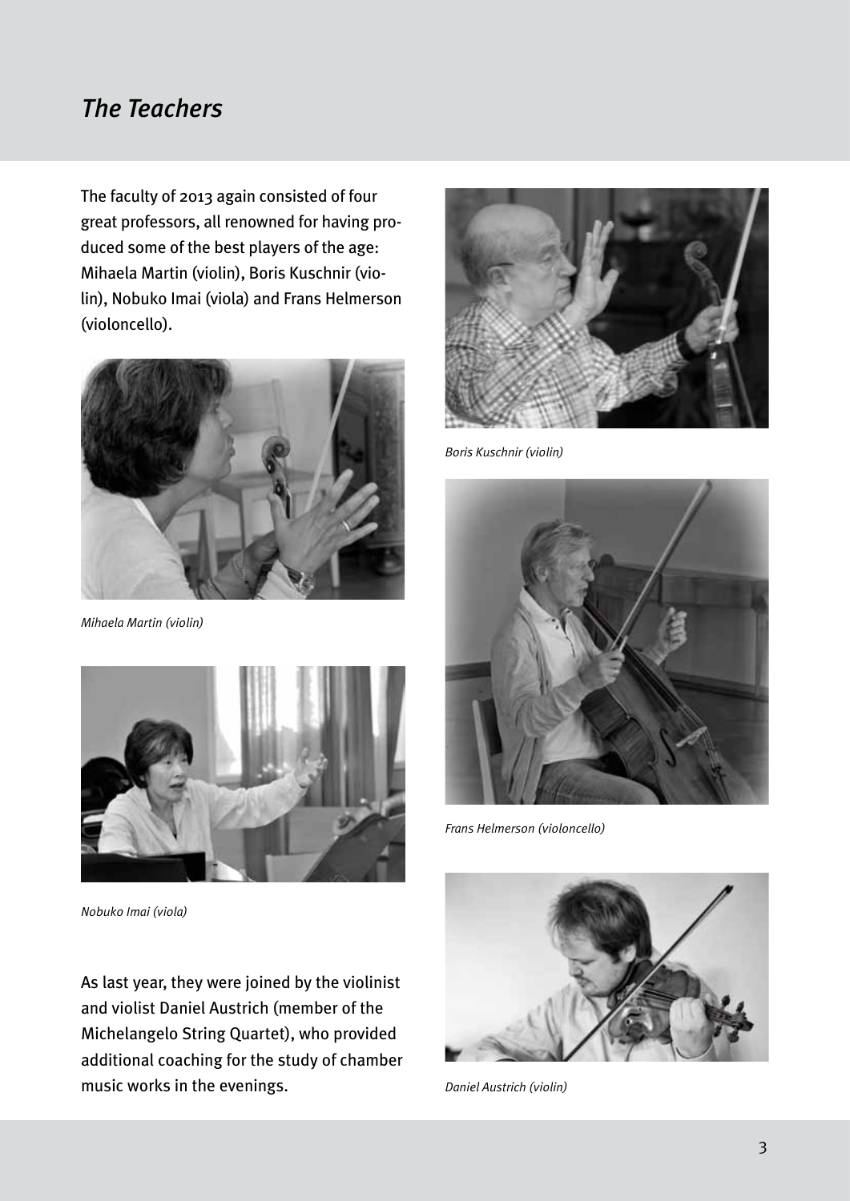## *The Teachers*

The faculty of 2013 again consisted of four great professors, all renowned for having produced some of the best players of the age: Mihaela Martin (violin), Boris Kuschnir (violin), Nobuko Imai (viola) and Frans Helmerson (violoncello).

*Mihaela Martin (violin)*

*Nobuko Imai (viola)*

As last year, they were joined by the violinist and violist Daniel Austrich (member of the Michelangelo String Quartet), who provided additional coaching for the study of chamber music works in the evenings.

*Boris Kuschnir (violin)*

*Frans Helmerson (violoncello)*

*Daniel Austrich (violin)*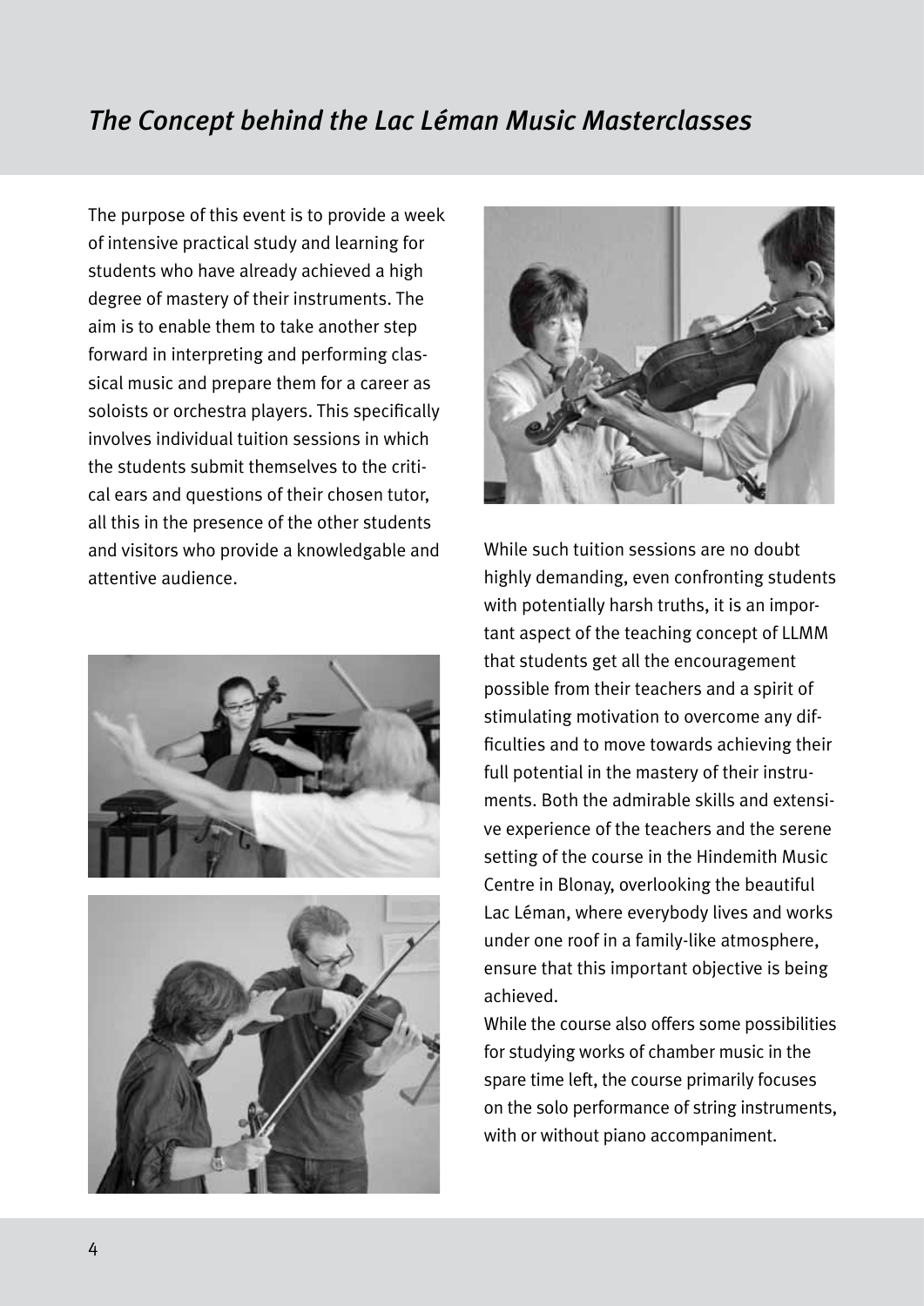# *The Concept behind the Lac Léman Music Masterclasses*

The purpose of this event is to provide a week of intensive practical study and learning for students who have already achieved a high degree of mastery of their instruments. The aim is to enable them to take another step forward in interpreting and performing classical music and prepare them for a career as soloists or orchestra players. This specifically involves individual tuition sessions in which the students submit themselves to the critical ears and questions of their chosen tutor, all this in the presence of the other students and visitors who provide a knowledgable and attentive audience.

While such tuition sessions are no doubt highly demanding, even confronting students with potentially harsh truths, it is an important aspect of the teaching concept of LLMM that students get all the encouragement possible from their teachers and a spirit of stimulating motivation to overcome any difficulties and to move towards achieving their full potential in the mastery of their instruments. Both the admirable skills and extensive experience of the teachers and the serene setting of the course in the Hindemith Music Centre in Blonay, overlooking the beautiful Lac Léman, where everybody lives and works under one roof in a family-like atmosphere, ensure that this important objective is being achieved.

While the course also offers some possibilities for studying works of chamber music in the spare time left, the course primarily focuses on the solo performance of string instruments, with or without piano accompaniment.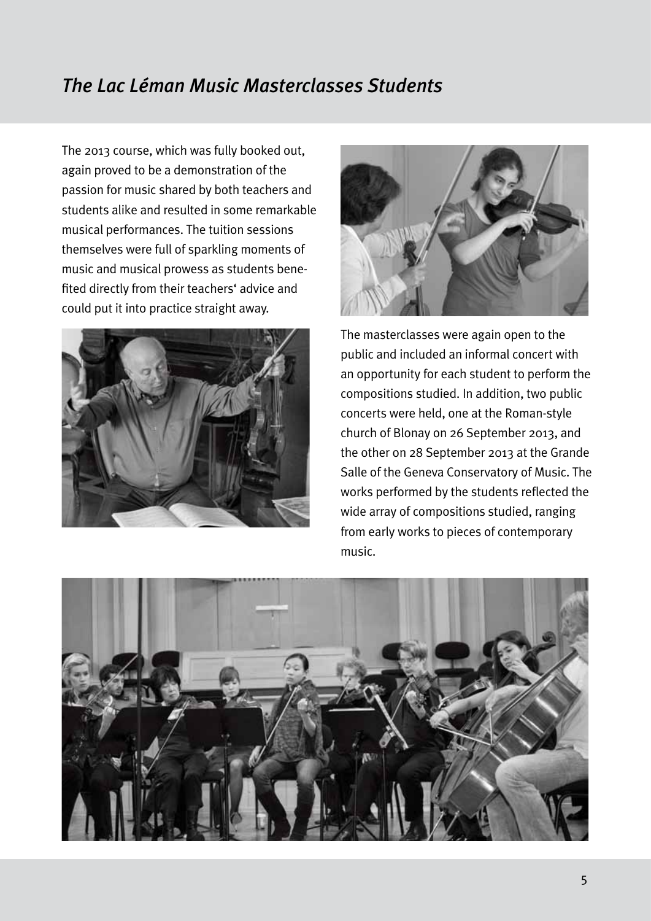## *The Lac Léman Music Masterclasses Students*

The 2013 course, which was fully booked out, again proved to be a demonstration of the passion for music shared by both teachers and students alike and resulted in some remarkable musical performances. The tuition sessions themselves were full of sparkling moments of music and musical prowess as students benefited directly from their teachers' advice and could put it into practice straight away.

The masterclasses were again open to the public and included an informal concert with an opportunity for each student to perform the compositions studied. In addition, two public concerts were held, one at the Roman-style church of Blonay on 26 September 2013, and the other on 28 September 2013 at the Grande Salle of the Geneva Conservatory of Music. The works performed by the students reflected the wide array of compositions studied, ranging from early works to pieces of contemporary music.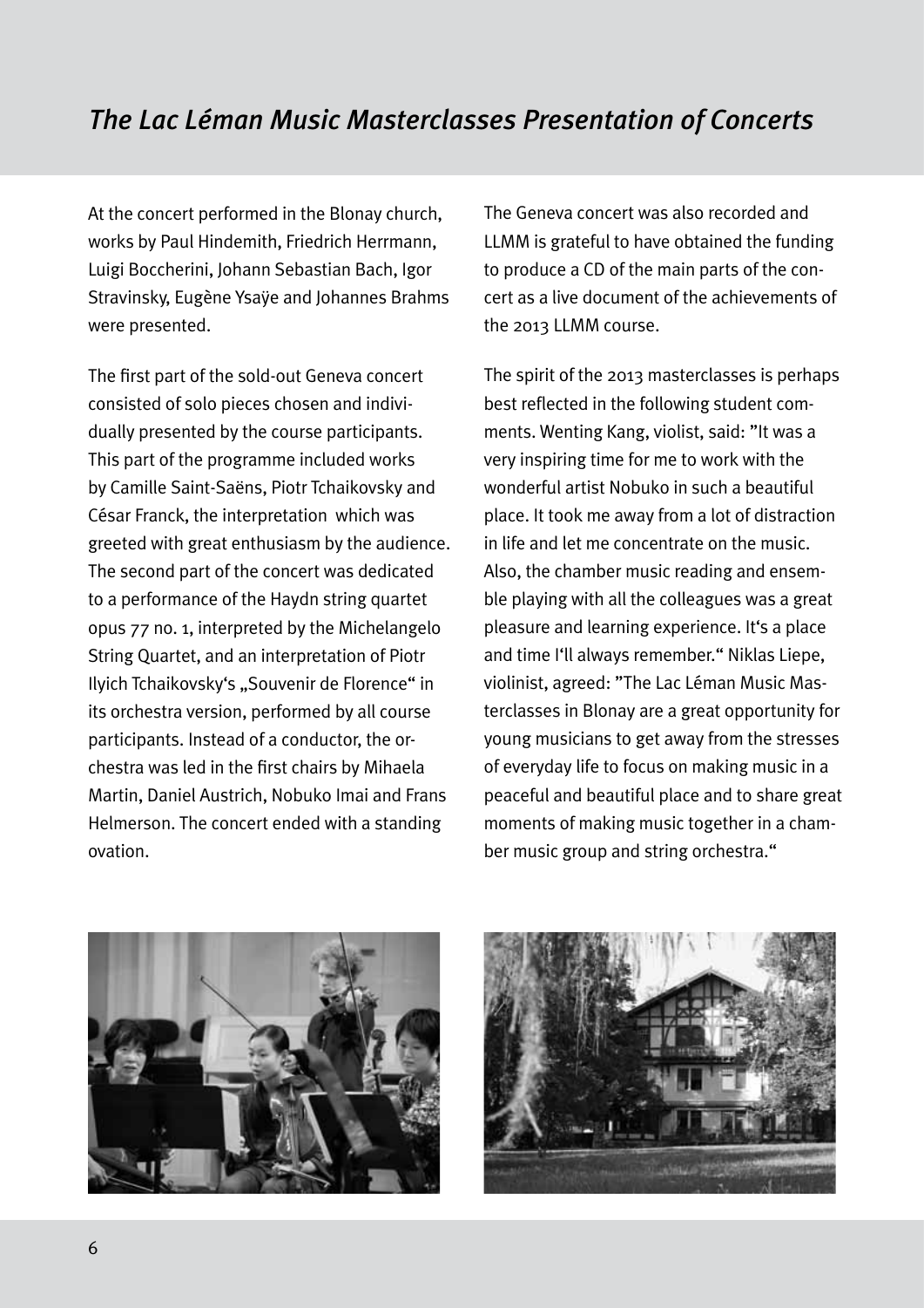# *The Lac Léman Music Masterclasses Presentation of Concerts*

At the concert performed in the Blonay church, works by Paul Hindemith, Friedrich Herrmann, Luigi Boccherini, Johann Sebastian Bach, Igor Stravinsky, Eugène Ysaÿe and Johannes Brahms were presented.

The first part of the sold-out Geneva concert consisted of solo pieces chosen and individually presented by the course participants. This part of the programme included works by Camille Saint-Saëns, Piotr Tchaikovsky and César Franck, the interpretation which was greeted with great enthusiasm by the audience. The second part of the concert was dedicated to a performance of the Haydn string quartet opus 77 no. 1, interpreted by the Michelangelo String Quartet, and an interpretation of Piotr Ilyich Tchaikovsky's „Souvenir de Florence" in its orchestra version, performed by all course participants. Instead of a conductor, the orchestra was led in the first chairs by Mihaela Martin, Daniel Austrich, Nobuko Imai and Frans Helmerson. The concert ended with a standing ovation.

The Geneva concert was also recorded and LLMM is grateful to have obtained the funding to produce a CD of the main parts of the concert as a live document of the achievements of the 2013 LLMM course.

The spirit of the 2013 masterclasses is perhaps best reflected in the following student comments. Wenting Kang, violist, said: "It was a very inspiring time for me to work with the wonderful artist Nobuko in such a beautiful place. It took me away from a lot of distraction in life and let me concentrate on the music. Also, the chamber music reading and ensemble playing with all the colleagues was a great pleasure and learning experience. It's a place and time I'll always remember." Niklas Liepe, violinist, agreed: "The Lac Léman Music Masterclasses in Blonay are a great opportunity for young musicians to get away from the stresses of everyday life to focus on making music in a peaceful and beautiful place and to share great moments of making music together in a chamber music group and string orchestra."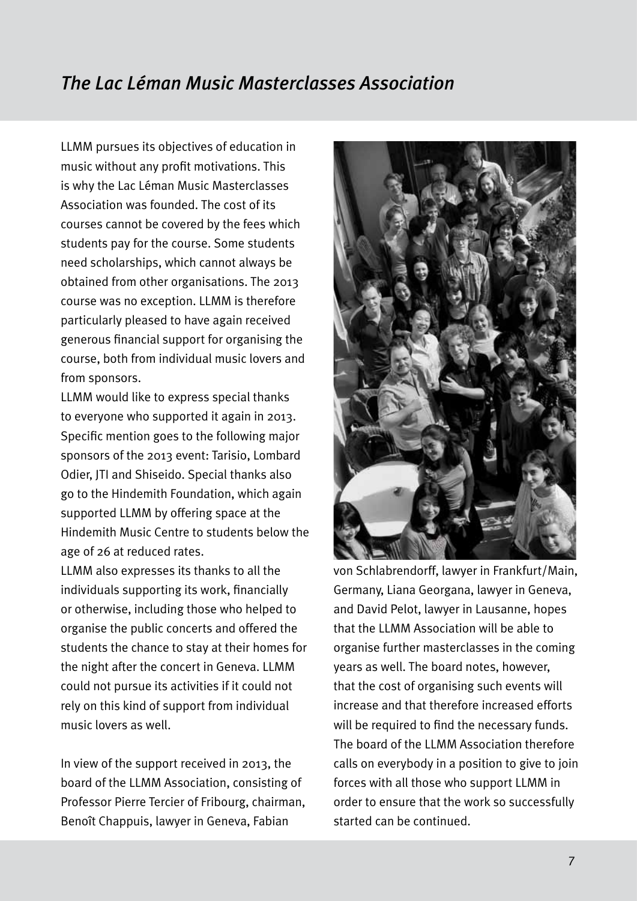# *The Lac Léman Music Masterclasses Association*

LLMM pursues its objectives of education in music without any profit motivations. This is why the Lac Léman Music Masterclasses Association was founded. The cost of its courses cannot be covered by the fees which students pay for the course. Some students need scholarships, which cannot always be obtained from other organisations. The 2013 course was no exception. LLMM is therefore particularly pleased to have again received generous financial support for organising the course, both from individual music lovers and from sponsors.

LLMM would like to express special thanks to everyone who supported it again in 2013. Specific mention goes to the following major sponsors of the 2013 event: Tarisio, Lombard Odier, JTI and Shiseido. Special thanks also go to the Hindemith Foundation, which again supported LLMM by offering space at the Hindemith Music Centre to students below the age of 26 at reduced rates.

LLMM also expresses its thanks to all the individuals supporting its work, financially or otherwise, including those who helped to organise the public concerts and offered the students the chance to stay at their homes for the night after the concert in Geneva. LLMM could not pursue its activities if it could not rely on this kind of support from individual music lovers as well.

In view of the support received in 2013, the board of the LLMM Association, consisting of Professor Pierre Tercier of Fribourg, chairman, Benoît Chappuis, lawyer in Geneva, Fabian von Schlabrendorff, lawyer in Frankfurt/Main, Germany, Liana Georgana, lawyer in Geneva, and David Pelot, lawyer in Lausanne, hopes that the LLMM Association will be able to organise further masterclasses in the coming years as well. The board notes, however, that the cost of organising such events will increase and that therefore increased efforts will be required to find the necessary funds. The board of the LLMM Association therefore calls on everybody in a position to give to join forces with all those who support LLMM in order to ensure that the work so successfully started can be continued.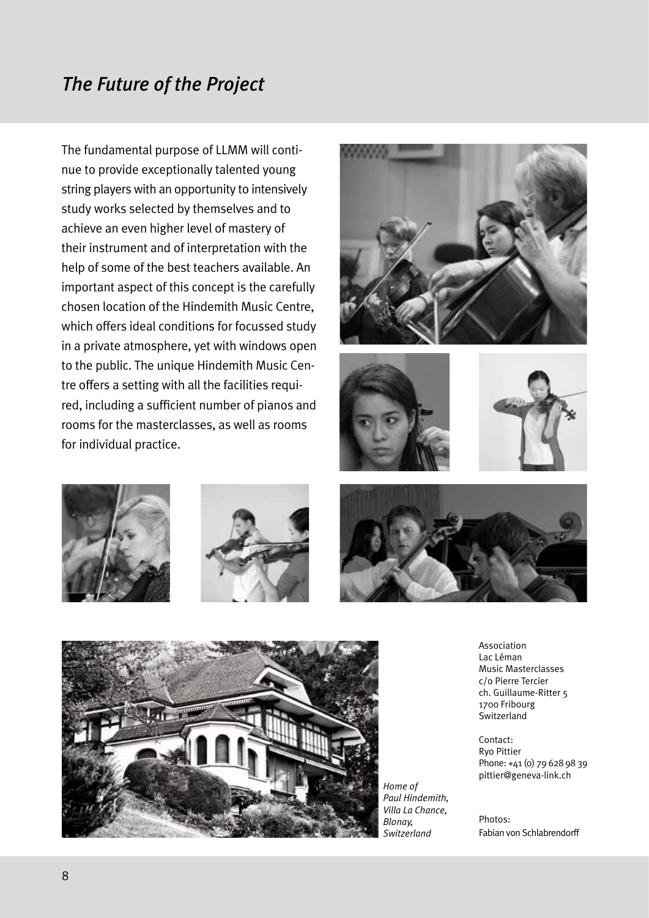## *The Future of the Project*

The fundamental purpose of LLMM will continue to provide exceptionally talented young string players with an opportunity to intensively study works selected by themselves and to achieve an even higher level of mastery of their instrument and of interpretation with the help of some of the best teachers available. An important aspect of this concept is the carefully chosen location of the Hindemith Music Centre, which offers ideal conditions for focussed study in a private atmosphere, yet with windows open to the public. The unique Hindemith Music Centre offers a setting with all the facilities required, including a sufficient number of pianos and rooms for the masterclasses, as well as rooms for individual practice.

*Home of Paul Hindemith, Villa La Chance, Blonay, Switzerland*

Association
Lac Léman
Music Masterclasses
c/o Pierre Tercier
ch. Guillaume-Ritter 5
1700 Fribourg
Switzerland

Contact:
Ryo Pittier
Phone: +41 (0) 79 628 98 39
pittier@geneva-link.ch

Photos:
Fabian von Schlabrendorff